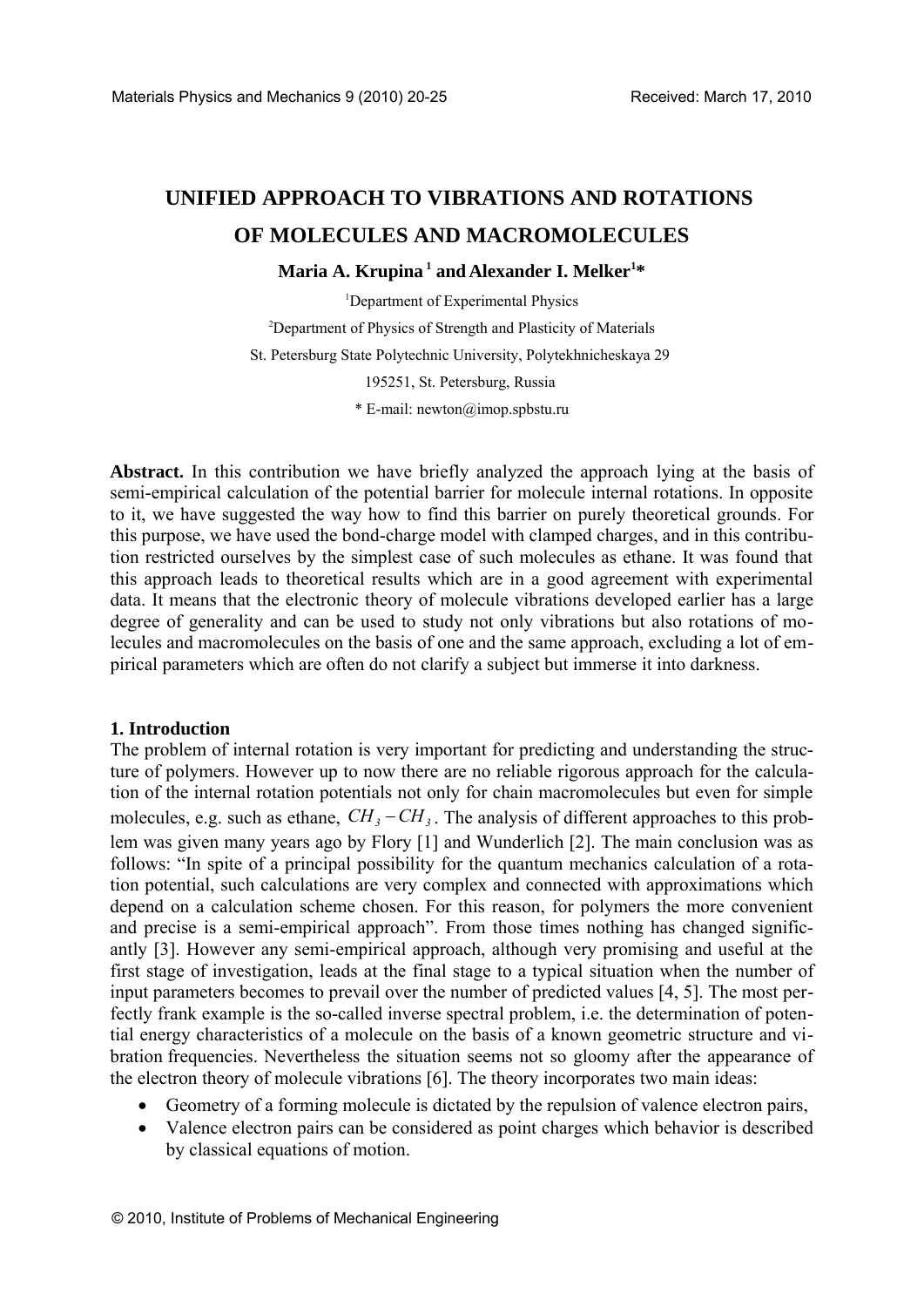# UNIFIED APPROACH TO VIBRATIONS AND ROTATIONS OF MOLECULES AND MACROMOLECULES

**Maria A. Krupina [1] and Alexander I. Melker[1]***

[1]Department of Experimental Physics

[2]Department of Physics of Strength and Plasticity of Materials

St. Petersburg State Polytechnic University, Polytekhnicheskaya 29

195251, St. Petersburg, Russia

* E-mail: newton@imop.spbstu.ru

**Abstract.** In this contribution we have briefly analyzed the approach lying at the basis of semi-empirical calculation of the potential barrier for molecule internal rotations. In opposite to it, we have suggested the way how to find this barrier on purely theoretical grounds. For this purpose, we have used the bond-charge model with clamped charges, and in this contribution restricted ourselves by the simplest case of such molecules as ethane. It was found that this approach leads to theoretical results which are in a good agreement with experimental data. It means that the electronic theory of molecule vibrations developed earlier has a large degree of generality and can be used to study not only vibrations but also rotations of molecules and macromolecules on the basis of one and the same approach, excluding a lot of empirical parameters which are often do not clarify a subject but immerse it into darkness.

## 1. Introduction

The problem of internal rotation is very important for predicting and understanding the structure of polymers. However up to now there are no reliable rigorous approach for the calculation of the internal rotation potentials not only for chain macromolecules but even for simple molecules, e.g. such as ethane, $CH_3-CH_3$. The analysis of different approaches to this problem was given many years ago by Flory [1] and Wunderlich [2]. The main conclusion was as follows: "In spite of a principal possibility for the quantum mechanics calculation of a rotation potential, such calculations are very complex and connected with approximations which depend on a calculation scheme chosen. For this reason, for polymers the more convenient and precise is a semi-empirical approach". From those times nothing has changed significantly [3]. However any semi-empirical approach, although very promising and useful at the first stage of investigation, leads at the final stage to a typical situation when the number of input parameters becomes to prevail over the number of predicted values [4, 5]. The most perfectly frank example is the so-called inverse spectral problem, i.e. the determination of potential energy characteristics of a molecule on the basis of a known geometric structure and vibration frequencies. Nevertheless the situation seems not so gloomy after the appearance of the electron theory of molecule vibrations [6]. The theory incorporates two main ideas:

- Geometry of a forming molecule is dictated by the repulsion of valence electron pairs,
- Valence electron pairs can be considered as point charges which behavior is described by classical equations of motion.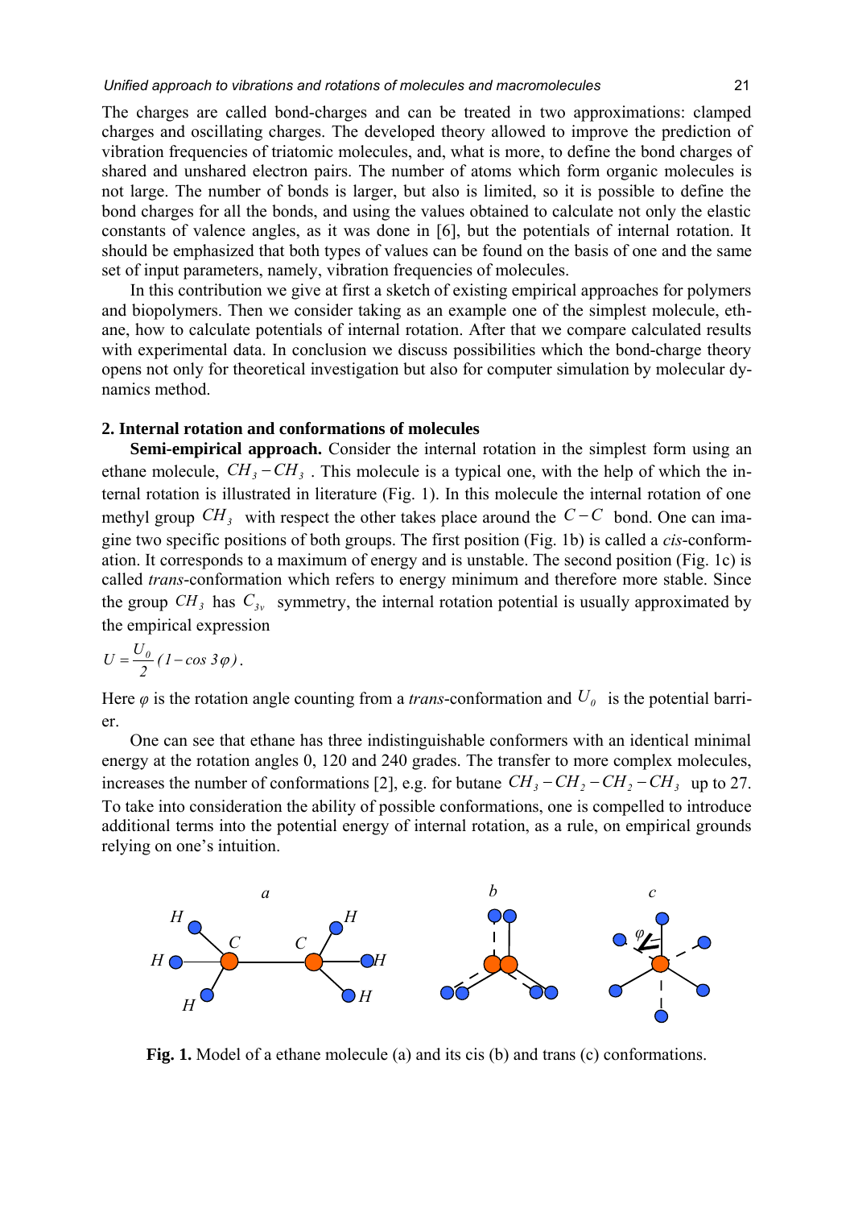The charges are called bond-charges and can be treated in two approximations: clamped charges and oscillating charges. The developed theory allowed to improve the prediction of vibration frequencies of triatomic molecules, and, what is more, to define the bond charges of shared and unshared electron pairs. The number of atoms which form organic molecules is not large. The number of bonds is larger, but also is limited, so it is possible to define the bond charges for all the bonds, and using the values obtained to calculate not only the elastic constants of valence angles, as it was done in [6], but the potentials of internal rotation. It should be emphasized that both types of values can be found on the basis of one and the same set of input parameters, namely, vibration frequencies of molecules.

In this contribution we give at first a sketch of existing empirical approaches for polymers and biopolymers. Then we consider taking as an example one of the simplest molecule, ethane, how to calculate potentials of internal rotation. After that we compare calculated results with experimental data. In conclusion we discuss possibilities which the bond-charge theory opens not only for theoretical investigation but also for computer simulation by molecular dynamics method.

## 2. Internal rotation and conformations of molecules

**Semi-empirical approach.** Consider the internal rotation in the simplest form using an ethane molecule, $CH_3-CH_3$. This molecule is a typical one, with the help of which the internal rotation is illustrated in literature (Fig. 1). In this molecule the internal rotation of one methyl group $CH_3$ with respect the other takes place around the $C-C$ bond. One can imagine two specific positions of both groups. The first position (Fig. 1b) is called a *cis*-conformation. It corresponds to a maximum of energy and is unstable. The second position (Fig. 1c) is called *trans*-conformation which refers to energy minimum and therefore more stable. Since the group $CH_3$ has $C_{3v}$ symmetry, the internal rotation potential is usually approximated by the empirical expression

$$U = \frac{U_0}{2}(1 - \cos 3\varphi).$$

Here $\varphi$ is the rotation angle counting from a *trans*-conformation and $U_0$ is the potential barrier.

One can see that ethane has three indistinguishable conformers with an identical minimal energy at the rotation angles 0, 120 and 240 grades. The transfer to more complex molecules, increases the number of conformations [2], e.g. for butane $CH_3-CH_2-CH_2-CH_3$ up to 27. To take into consideration the ability of possible conformations, one is compelled to introduce additional terms into the potential energy of internal rotation, as a rule, on empirical grounds relying on one's intuition.

**Fig. 1.** Model of a ethane molecule (a) and its cis (b) and trans (c) conformations.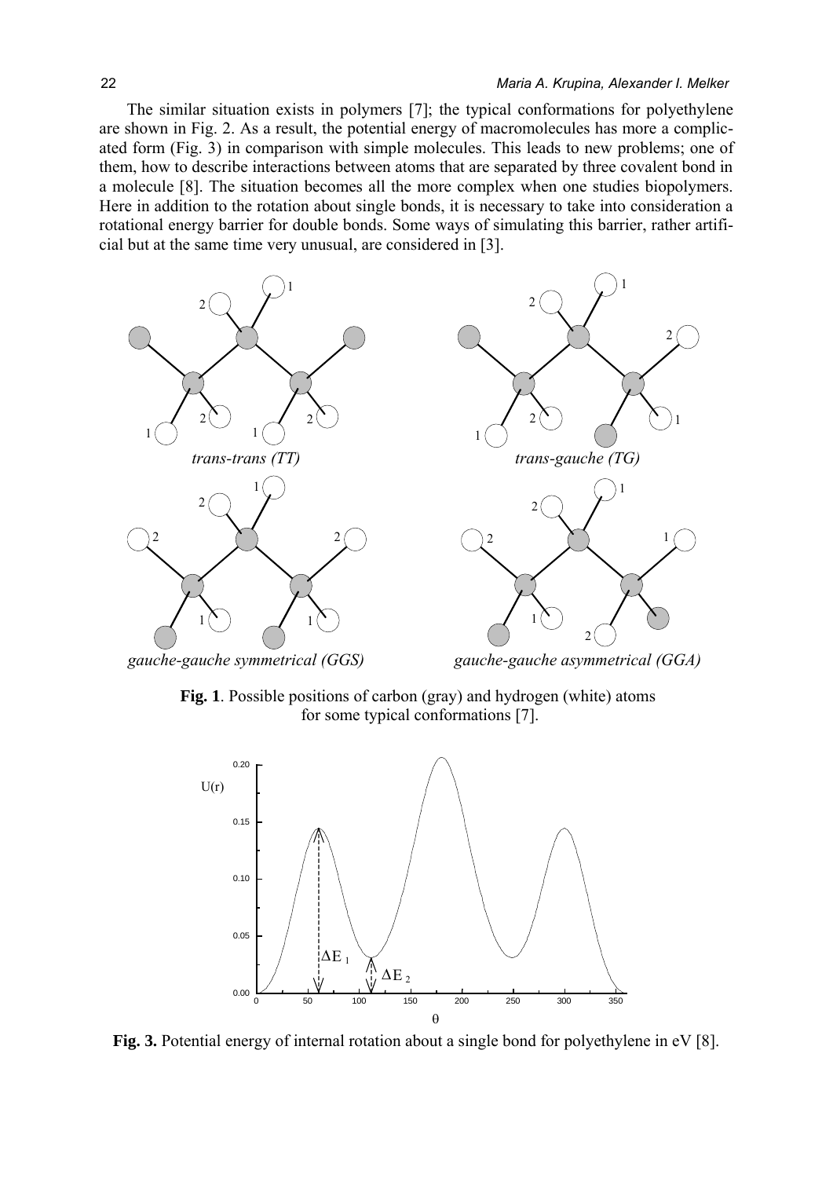The similar situation exists in polymers [7]; the typical conformations for polyethylene are shown in Fig. 2. As a result, the potential energy of macromolecules has more a complicated form (Fig. 3) in comparison with simple molecules. This leads to new problems; one of them, how to describe interactions between atoms that are separated by three covalent bond in a molecule [8]. The situation becomes all the more complex when one studies biopolymers. Here in addition to the rotation about single bonds, it is necessary to take into consideration a rotational energy barrier for double bonds. Some ways of simulating this barrier, rather artificial but at the same time very unusual, are considered in [3].

**Fig. 1**. Possible positions of carbon (gray) and hydrogen (white) atoms for some typical conformations [7].

**Fig. 3.** Potential energy of internal rotation about a single bond for polyethylene in eV [8].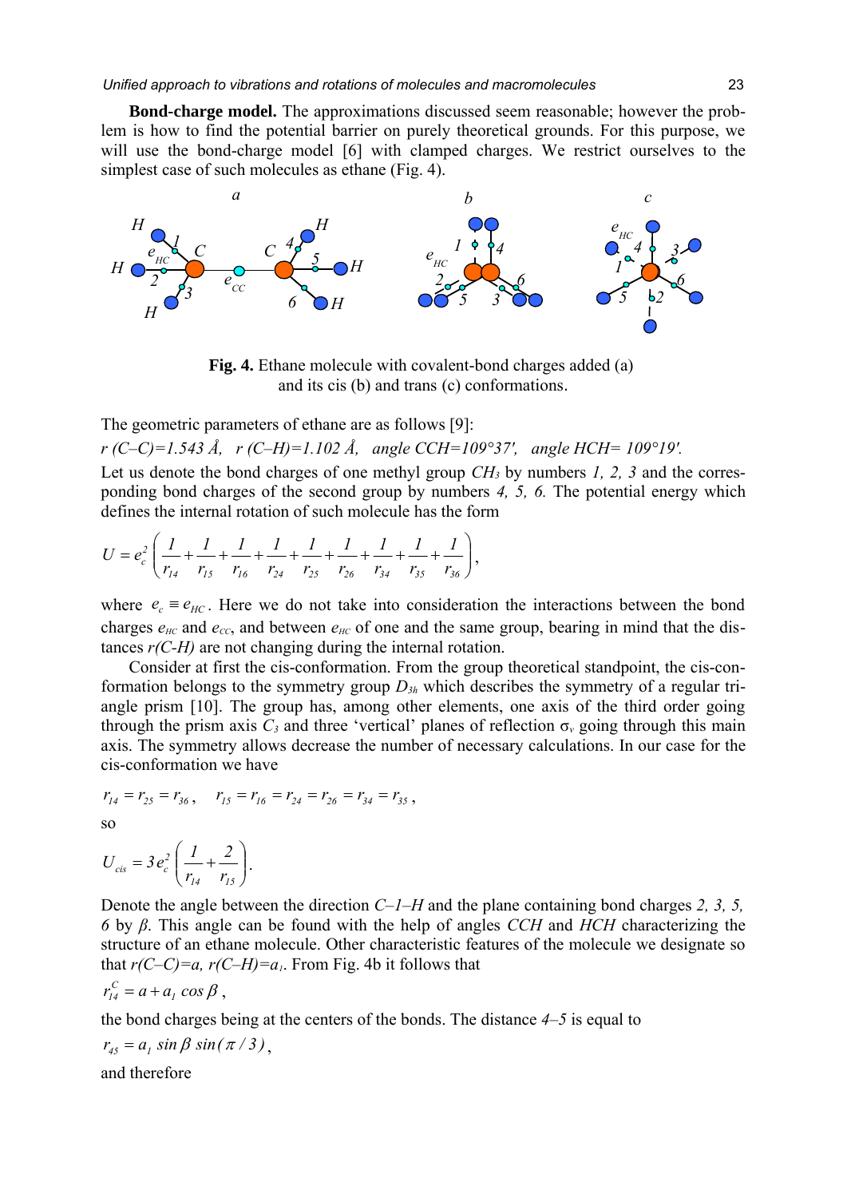**Bond-charge model.** The approximations discussed seem reasonable; however the problem is how to find the potential barrier on purely theoretical grounds. For this purpose, we will use the bond-charge model [6] with clamped charges. We restrict ourselves to the simplest case of such molecules as ethane (Fig. 4).

**Fig. 4.** Ethane molecule with covalent-bond charges added (a) and its cis (b) and trans (c) conformations.

The geometric parameters of ethane are as follows [9]:

*r (C–C)=1.543 Å, r (C–H)=1.102 Å, angle CCH=109°37′, angle HCH= 109°19′.*

Let us denote the bond charges of one methyl group $CH_3$ by numbers *1, 2, 3* and the corresponding bond charges of the second group by numbers *4, 5, 6.* The potential energy which defines the internal rotation of such molecule has the form

$$U = e_c^2 \left( \frac{1}{r_{14}} + \frac{1}{r_{15}} + \frac{1}{r_{16}} + \frac{1}{r_{24}} + \frac{1}{r_{25}} + \frac{1}{r_{26}} + \frac{1}{r_{34}} + \frac{1}{r_{35}} + \frac{1}{r_{36}} \right),$$

where $e_c \equiv e_{HC}$. Here we do not take into consideration the interactions between the bond charges $e_{HC}$ and $e_{CC}$, and between $e_{HC}$ of one and the same group, bearing in mind that the distances *r(C-H)* are not changing during the internal rotation.

Consider at first the cis-conformation. From the group theoretical standpoint, the cis-conformation belongs to the symmetry group $D_{3h}$ which describes the symmetry of a regular triangle prism [10]. The group has, among other elements, one axis of the third order going through the prism axis $C_3$ and three 'vertical' planes of reflection $\sigma_v$ going through this main axis. The symmetry allows decrease the number of necessary calculations. In our case for the cis-conformation we have

$$r_{14} = r_{25} = r_{36}, \quad r_{15} = r_{16} = r_{24} = r_{26} = r_{34} = r_{35},$$

so

$$U_{cis} = 3 e_c^2 \left( \frac{1}{r_{14}} + \frac{2}{r_{15}} \right).$$

Denote the angle between the direction *C–1–H* and the plane containing bond charges *2, 3, 5, 6* by *β*. This angle can be found with the help of angles *CCH* and *HCH* characterizing the structure of an ethane molecule. Other characteristic features of the molecule we designate so that *r(C–C)=a, r(C–H)=*$a_1$. From Fig. 4b it follows that

$$r_{14}^C = a + a_1 \cos \beta,$$

the bond charges being at the centers of the bonds. The distance *4–5* is equal to

$$r_{45} = a_1 \sin \beta \sin(\pi / 3),$$

and therefore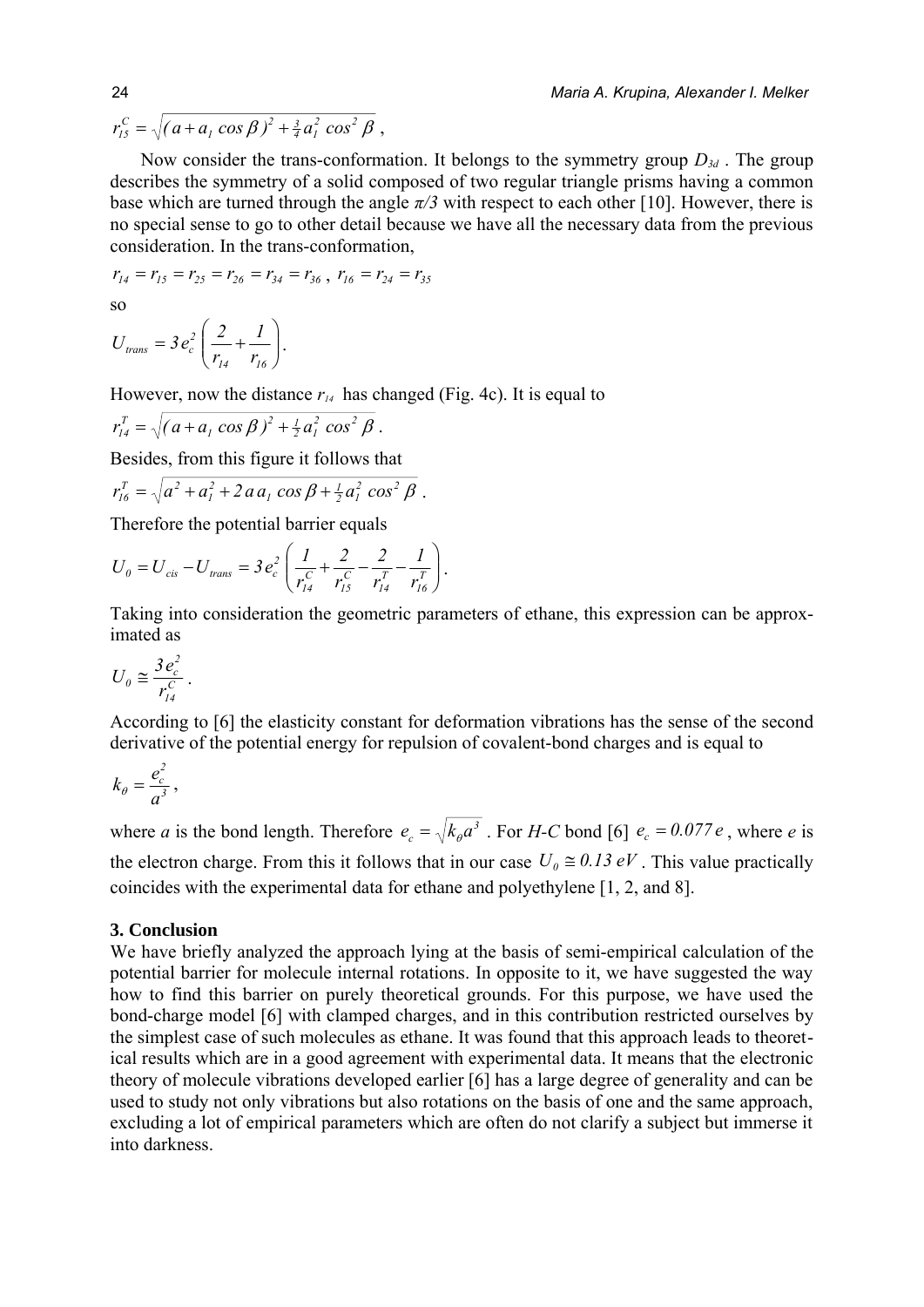$$r_{15}^{C} = \sqrt{(a + a_1 \cos\beta)^2 + \tfrac{3}{4} a_1^2 \cos^2\beta}\ ,$$

Now consider the trans-conformation. It belongs to the symmetry group $D_{3d}$ . The group describes the symmetry of a solid composed of two regular triangle prisms having a common base which are turned through the angle $\pi/3$ with respect to each other [10]. However, there is no special sense to go to other detail because we have all the necessary data from the previous consideration. In the trans-conformation,

$$r_{14} = r_{15} = r_{25} = r_{26} = r_{34} = r_{36}\ ,\ r_{16} = r_{24} = r_{35}$$

so

$$U_{trans} = 3e_c^2 \left( \frac{2}{r_{14}} + \frac{1}{r_{16}} \right).$$

However, now the distance $r_{14}$ has changed (Fig. 4c). It is equal to

$$r_{14}^{T} = \sqrt{(a + a_1 \cos\beta)^2 + \tfrac{1}{2} a_1^2 \cos^2\beta}\ .$$

Besides, from this figure it follows that

$$r_{16}^{T} = \sqrt{a^2 + a_1^2 + 2\, a\, a_1 \cos\beta + \tfrac{1}{2} a_1^2 \cos^2\beta}\ .$$

Therefore the potential barrier equals

$$U_0 = U_{cis} - U_{trans} = 3e_c^2 \left( \frac{1}{r_{14}^{C}} + \frac{2}{r_{15}^{C}} - \frac{2}{r_{14}^{T}} - \frac{1}{r_{16}^{T}} \right).$$

Taking into consideration the geometric parameters of ethane, this expression can be approximated as

$$U_0 \cong \frac{3e_c^2}{r_{14}^{C}}\ .$$

According to [6] the elasticity constant for deformation vibrations has the sense of the second derivative of the potential energy for repulsion of covalent-bond charges and is equal to

$$k_\theta = \frac{e_c^2}{a^3}\ ,$$

where $a$ is the bond length. Therefore $e_c = \sqrt{k_\theta a^3}$ . For $H$-$C$ bond [6] $e_c = 0.077\, e$ , where $e$ is the electron charge. From this it follows that in our case $U_0 \cong 0.13\ eV$ . This value practically coincides with the experimental data for ethane and polyethylene [1, 2, and 8].

## 3. Conclusion

We have briefly analyzed the approach lying at the basis of semi-empirical calculation of the potential barrier for molecule internal rotations. In opposite to it, we have suggested the way how to find this barrier on purely theoretical grounds. For this purpose, we have used the bond-charge model [6] with clamped charges, and in this contribution restricted ourselves by the simplest case of such molecules as ethane. It was found that this approach leads to theoretical results which are in a good agreement with experimental data. It means that the electronic theory of molecule vibrations developed earlier [6] has a large degree of generality and can be used to study not only vibrations but also rotations on the basis of one and the same approach, excluding a lot of empirical parameters which are often do not clarify a subject but immerse it into darkness.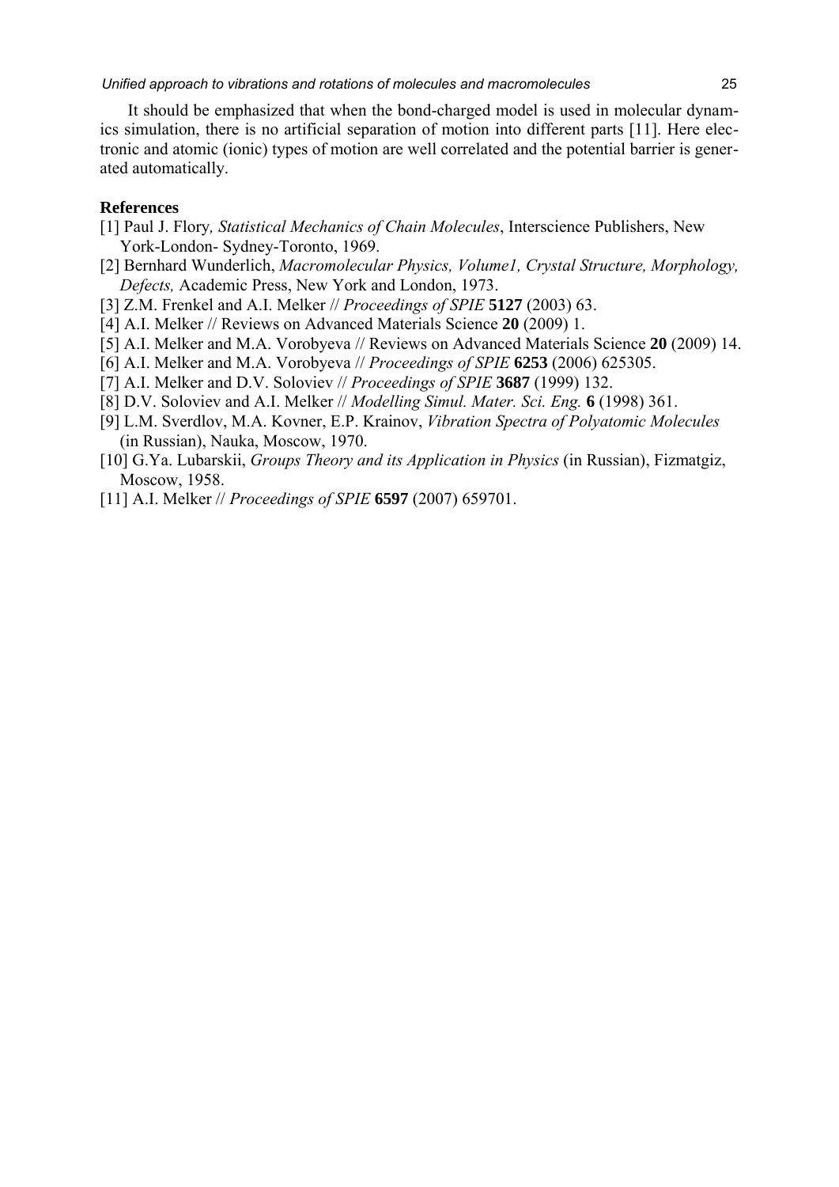It should be emphasized that when the bond-charged model is used in molecular dynamics simulation, there is no artificial separation of motion into different parts [11]. Here electronic and atomic (ionic) types of motion are well correlated and the potential barrier is generated automatically.

## References

[1] Paul J. Flory, *Statistical Mechanics of Chain Molecules*, Interscience Publishers, New York-London- Sydney-Toronto, 1969.

[2] Bernhard Wunderlich, *Macromolecular Physics, Volume1, Crystal Structure, Morphology, Defects,* Academic Press, New York and London, 1973.

[3] Z.M. Frenkel and A.I. Melker // *Proceedings of SPIE* **5127** (2003) 63.

[4] A.I. Melker // Reviews on Advanced Materials Science **20** (2009) 1.

[5] A.I. Melker and M.A. Vorobyeva // Reviews on Advanced Materials Science **20** (2009) 14.

[6] A.I. Melker and M.A. Vorobyeva // *Proceedings of SPIE* **6253** (2006) 625305.

[7] A.I. Melker and D.V. Soloviev // *Proceedings of SPIE* **3687** (1999) 132.

[8] D.V. Soloviev and A.I. Melker // *Modelling Simul. Mater. Sci. Eng.* **6** (1998) 361.

[9] L.M. Sverdlov, M.A. Kovner, E.P. Krainov, *Vibration Spectra of Polyatomic Molecules* (in Russian), Nauka, Moscow, 1970.

[10] G.Ya. Lubarskii, *Groups Theory and its Application in Physics* (in Russian), Fizmatgiz, Moscow, 1958.

[11] A.I. Melker // *Proceedings of SPIE* **6597** (2007) 659701.